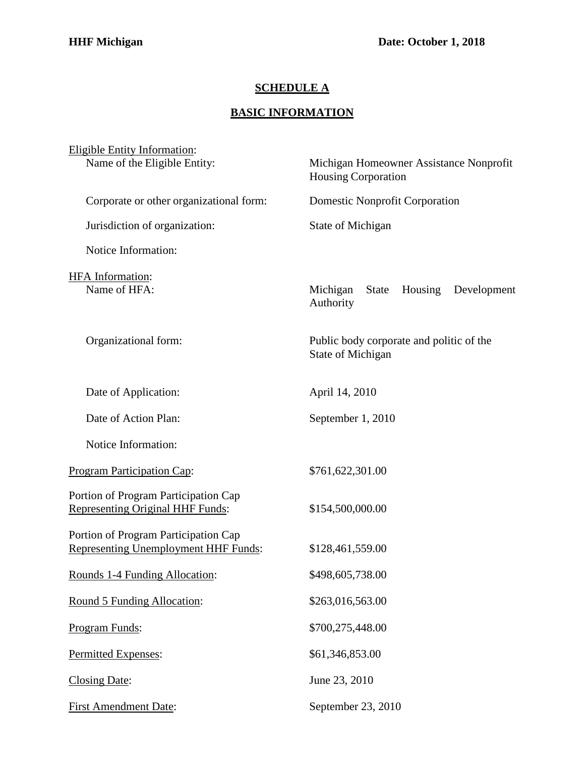# SCHEDULE A

## BASIC INFORMATION

| | |
|---|---|
| Eligible Entity Information: | |
| Name of the Eligible Entity: | Michigan Homeowner Assistance Nonprofit Housing Corporation |
| Corporate or other organizational form: | Domestic Nonprofit Corporation |
| Jurisdiction of organization: | State of Michigan |
| Notice Information: | |
| HFA Information: | |
| Name of HFA: | Michigan State Housing Development Authority |
| Organizational form: | Public body corporate and politic of the State of Michigan |
| Date of Application: | April 14, 2010 |
| Date of Action Plan: | September 1, 2010 |
| Notice Information: | |
| Program Participation Cap: | $761,622,301.00 |
| Portion of Program Participation Cap Representing Original HHF Funds: | $154,500,000.00 |
| Portion of Program Participation Cap Representing Unemployment HHF Funds: | $128,461,559.00 |
| Rounds 1-4 Funding Allocation: | $498,605,738.00 |
| Round 5 Funding Allocation: | $263,016,563.00 |
| Program Funds: | $700,275,448.00 |
| Permitted Expenses: | $61,346,853.00 |
| Closing Date: | June 23, 2010 |
| First Amendment Date: | September 23, 2010 |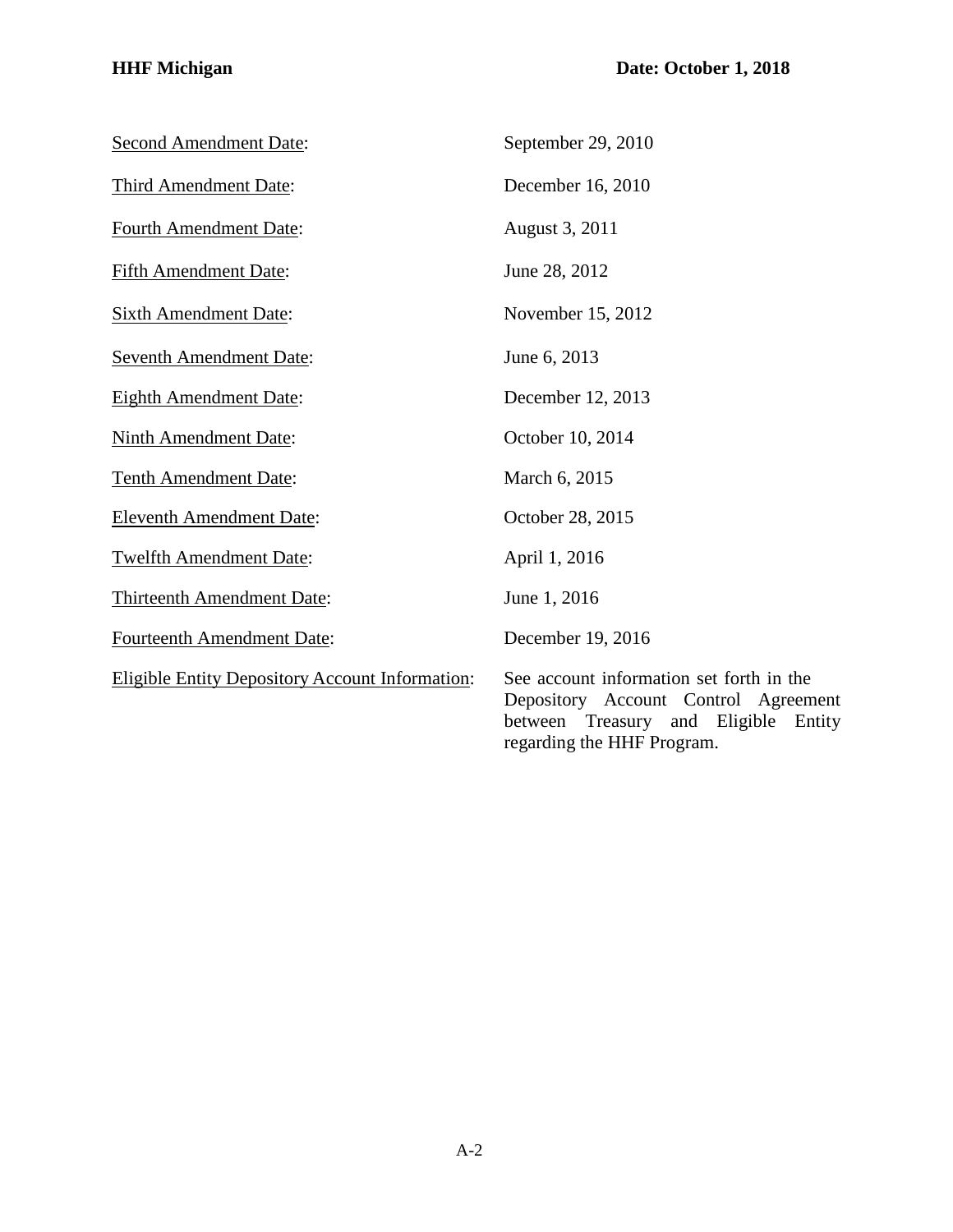| | |
|---|---|
| Second Amendment Date: | September 29, 2010 |
| Third Amendment Date: | December 16, 2010 |
| Fourth Amendment Date: | August 3, 2011 |
| Fifth Amendment Date: | June 28, 2012 |
| Sixth Amendment Date: | November 15, 2012 |
| Seventh Amendment Date: | June 6, 2013 |
| Eighth Amendment Date: | December 12, 2013 |
| Ninth Amendment Date: | October 10, 2014 |
| Tenth Amendment Date: | March 6, 2015 |
| Eleventh Amendment Date: | October 28, 2015 |
| Twelfth Amendment Date: | April 1, 2016 |
| Thirteenth Amendment Date: | June 1, 2016 |
| Fourteenth Amendment Date: | December 19, 2016 |
| Eligible Entity Depository Account Information: | See account information set forth in the Depository Account Control Agreement between Treasury and Eligible Entity regarding the HHF Program. |